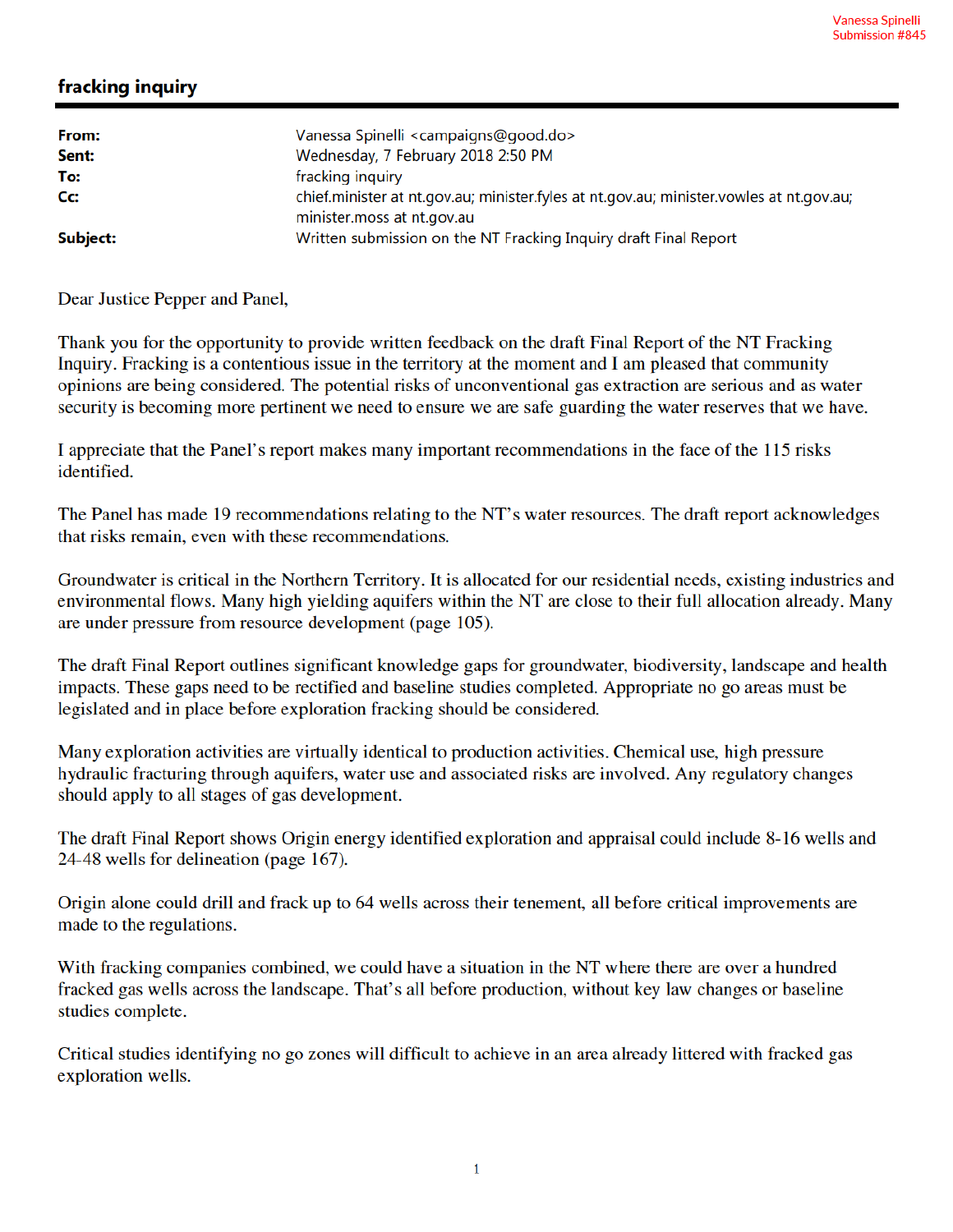Vanessa Spinelli
Submission #845

# fracking inquiry

| | |
|---|---|
| **From:** | Vanessa Spinelli <campaigns@good.do> |
| **Sent:** | Wednesday, 7 February 2018 2:50 PM |
| **To:** | fracking inquiry |
| **Cc:** | chief.minister at nt.gov.au; minister.fyles at nt.gov.au; minister.vowles at nt.gov.au; minister.moss at nt.gov.au |
| **Subject:** | Written submission on the NT Fracking Inquiry draft Final Report |

Dear Justice Pepper and Panel,

Thank you for the opportunity to provide written feedback on the draft Final Report of the NT Fracking Inquiry. Fracking is a contentious issue in the territory at the moment and I am pleased that community opinions are being considered. The potential risks of unconventional gas extraction are serious and as water security is becoming more pertinent we need to ensure we are safe guarding the water reserves that we have.

I appreciate that the Panel's report makes many important recommendations in the face of the 115 risks identified.

The Panel has made 19 recommendations relating to the NT's water resources. The draft report acknowledges that risks remain, even with these recommendations.

Groundwater is critical in the Northern Territory. It is allocated for our residential needs, existing industries and environmental flows. Many high yielding aquifers within the NT are close to their full allocation already. Many are under pressure from resource development (page 105).

The draft Final Report outlines significant knowledge gaps for groundwater, biodiversity, landscape and health impacts. These gaps need to be rectified and baseline studies completed. Appropriate no go areas must be legislated and in place before exploration fracking should be considered.

Many exploration activities are virtually identical to production activities. Chemical use, high pressure hydraulic fracturing through aquifers, water use and associated risks are involved. Any regulatory changes should apply to all stages of gas development.

The draft Final Report shows Origin energy identified exploration and appraisal could include 8-16 wells and 24-48 wells for delineation (page 167).

Origin alone could drill and frack up to 64 wells across their tenement, all before critical improvements are made to the regulations.

With fracking companies combined, we could have a situation in the NT where there are over a hundred fracked gas wells across the landscape. That's all before production, without key law changes or baseline studies complete.

Critical studies identifying no go zones will difficult to achieve in an area already littered with fracked gas exploration wells.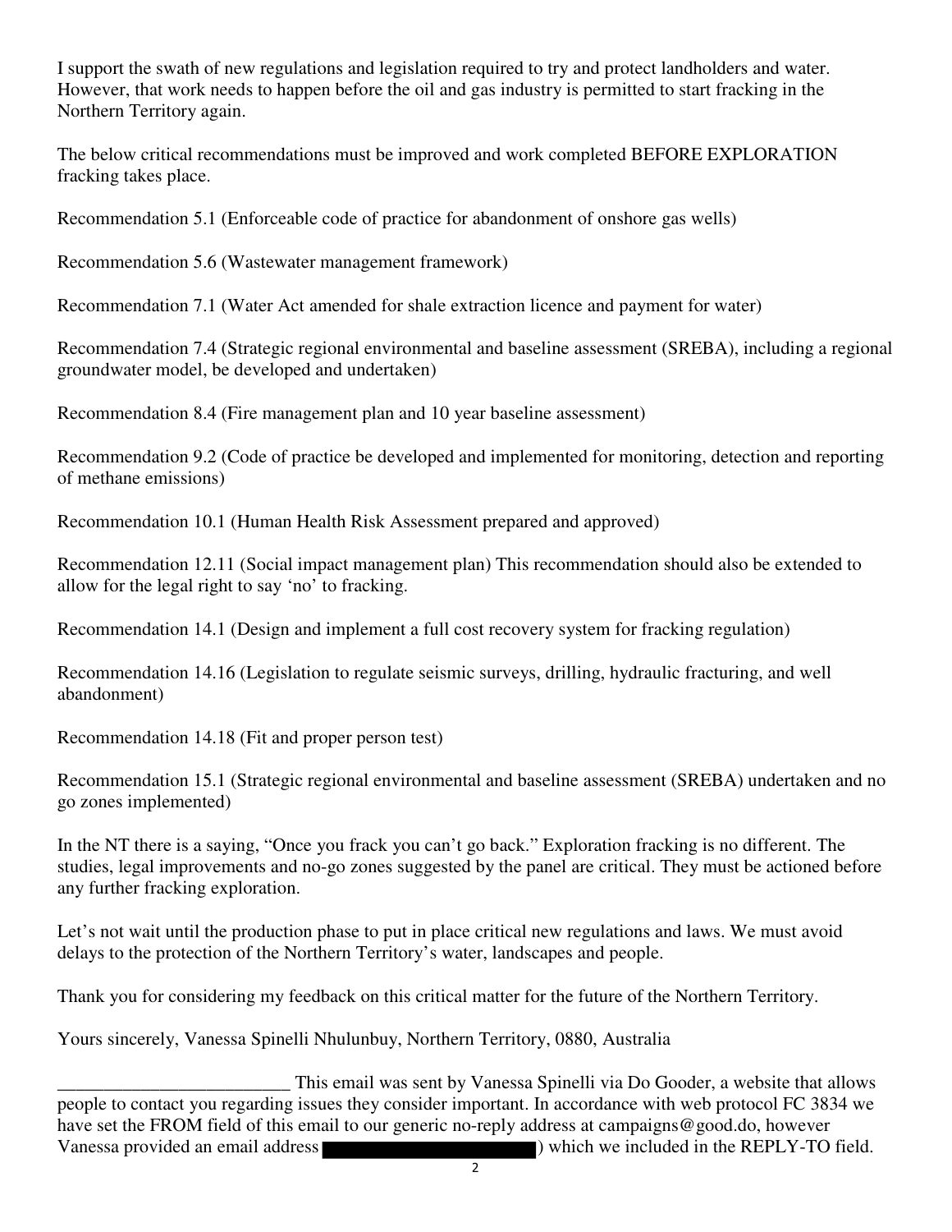I support the swath of new regulations and legislation required to try and protect landholders and water. However, that work needs to happen before the oil and gas industry is permitted to start fracking in the Northern Territory again.

The below critical recommendations must be improved and work completed BEFORE EXPLORATION fracking takes place.

Recommendation 5.1 (Enforceable code of practice for abandonment of onshore gas wells)

Recommendation 5.6 (Wastewater management framework)

Recommendation 7.1 (Water Act amended for shale extraction licence and payment for water)

Recommendation 7.4 (Strategic regional environmental and baseline assessment (SREBA), including a regional groundwater model, be developed and undertaken)

Recommendation 8.4 (Fire management plan and 10 year baseline assessment)

Recommendation 9.2 (Code of practice be developed and implemented for monitoring, detection and reporting of methane emissions)

Recommendation 10.1 (Human Health Risk Assessment prepared and approved)

Recommendation 12.11 (Social impact management plan) This recommendation should also be extended to allow for the legal right to say 'no' to fracking.

Recommendation 14.1 (Design and implement a full cost recovery system for fracking regulation)

Recommendation 14.16 (Legislation to regulate seismic surveys, drilling, hydraulic fracturing, and well abandonment)

Recommendation 14.18 (Fit and proper person test)

Recommendation 15.1 (Strategic regional environmental and baseline assessment (SREBA) undertaken and no go zones implemented)

In the NT there is a saying, "Once you frack you can't go back." Exploration fracking is no different. The studies, legal improvements and no-go zones suggested by the panel are critical. They must be actioned before any further fracking exploration.

Let's not wait until the production phase to put in place critical new regulations and laws. We must avoid delays to the protection of the Northern Territory's water, landscapes and people.

Thank you for considering my feedback on this critical matter for the future of the Northern Territory.

Yours sincerely, Vanessa Spinelli Nhulunbuy, Northern Territory, 0880, Australia

_________________________ This email was sent by Vanessa Spinelli via Do Gooder, a website that allows people to contact you regarding issues they consider important. In accordance with web protocol FC 3834 we have set the FROM field of this email to our generic no-reply address at campaigns@good.do, however Vanessa provided an email address [REDACTED]) which we included in the REPLY-TO field.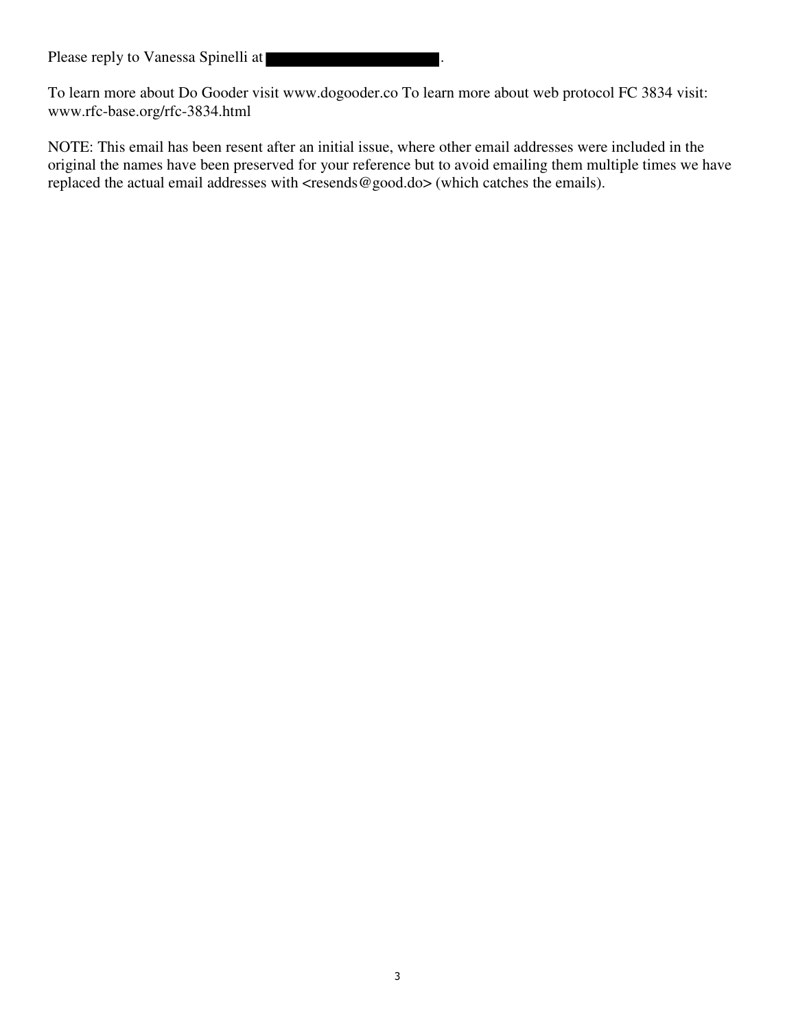Please reply to Vanessa Spinelli at ████████████████.

To learn more about Do Gooder visit www.dogooder.co To learn more about web protocol FC 3834 visit: www.rfc-base.org/rfc-3834.html

NOTE: This email has been resent after an initial issue, where other email addresses were included in the original the names have been preserved for your reference but to avoid emailing them multiple times we have replaced the actual email addresses with <resends@good.do> (which catches the emails).